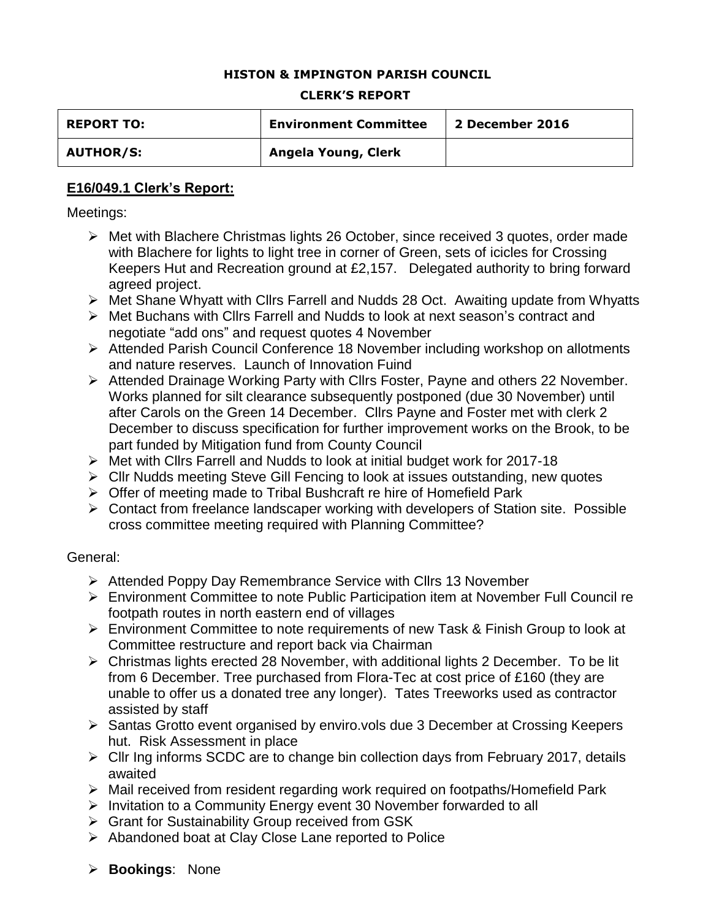**HISTON & IMPINGTON PARISH COUNCIL**

**CLERK'S REPORT**

| REPORT TO: | Environment Committee | 2 December 2016 |
| --- | --- | --- |
| AUTHOR/S: | Angela Young, Clerk | |

## E16/049.1 Clerk's Report:

Meetings:

- Met with Blachere Christmas lights 26 October, since received 3 quotes, order made with Blachere for lights to light tree in corner of Green, sets of icicles for Crossing Keepers Hut and Recreation ground at £2,157. Delegated authority to bring forward agreed project.
- Met Shane Whyatt with Cllrs Farrell and Nudds 28 Oct. Awaiting update from Whyatts
- Met Buchans with Cllrs Farrell and Nudds to look at next season's contract and negotiate "add ons" and request quotes 4 November
- Attended Parish Council Conference 18 November including workshop on allotments and nature reserves. Launch of Innovation Fuind
- Attended Drainage Working Party with Cllrs Foster, Payne and others 22 November. Works planned for silt clearance subsequently postponed (due 30 November) until after Carols on the Green 14 December. Cllrs Payne and Foster met with clerk 2 December to discuss specification for further improvement works on the Brook, to be part funded by Mitigation fund from County Council
- Met with Cllrs Farrell and Nudds to look at initial budget work for 2017-18
- Cllr Nudds meeting Steve Gill Fencing to look at issues outstanding, new quotes
- Offer of meeting made to Tribal Bushcraft re hire of Homefield Park
- Contact from freelance landscaper working with developers of Station site. Possible cross committee meeting required with Planning Committee?

General:

- Attended Poppy Day Remembrance Service with Cllrs 13 November
- Environment Committee to note Public Participation item at November Full Council re footpath routes in north eastern end of villages
- Environment Committee to note requirements of new Task & Finish Group to look at Committee restructure and report back via Chairman
- Christmas lights erected 28 November, with additional lights 2 December. To be lit from 6 December. Tree purchased from Flora-Tec at cost price of £160 (they are unable to offer us a donated tree any longer). Tates Treeworks used as contractor assisted by staff
- Santas Grotto event organised by enviro.vols due 3 December at Crossing Keepers hut. Risk Assessment in place
- Cllr Ing informs SCDC are to change bin collection days from February 2017, details awaited
- Mail received from resident regarding work required on footpaths/Homefield Park
- Invitation to a Community Energy event 30 November forwarded to all
- Grant for Sustainability Group received from GSK
- Abandoned boat at Clay Close Lane reported to Police
- **Bookings**: None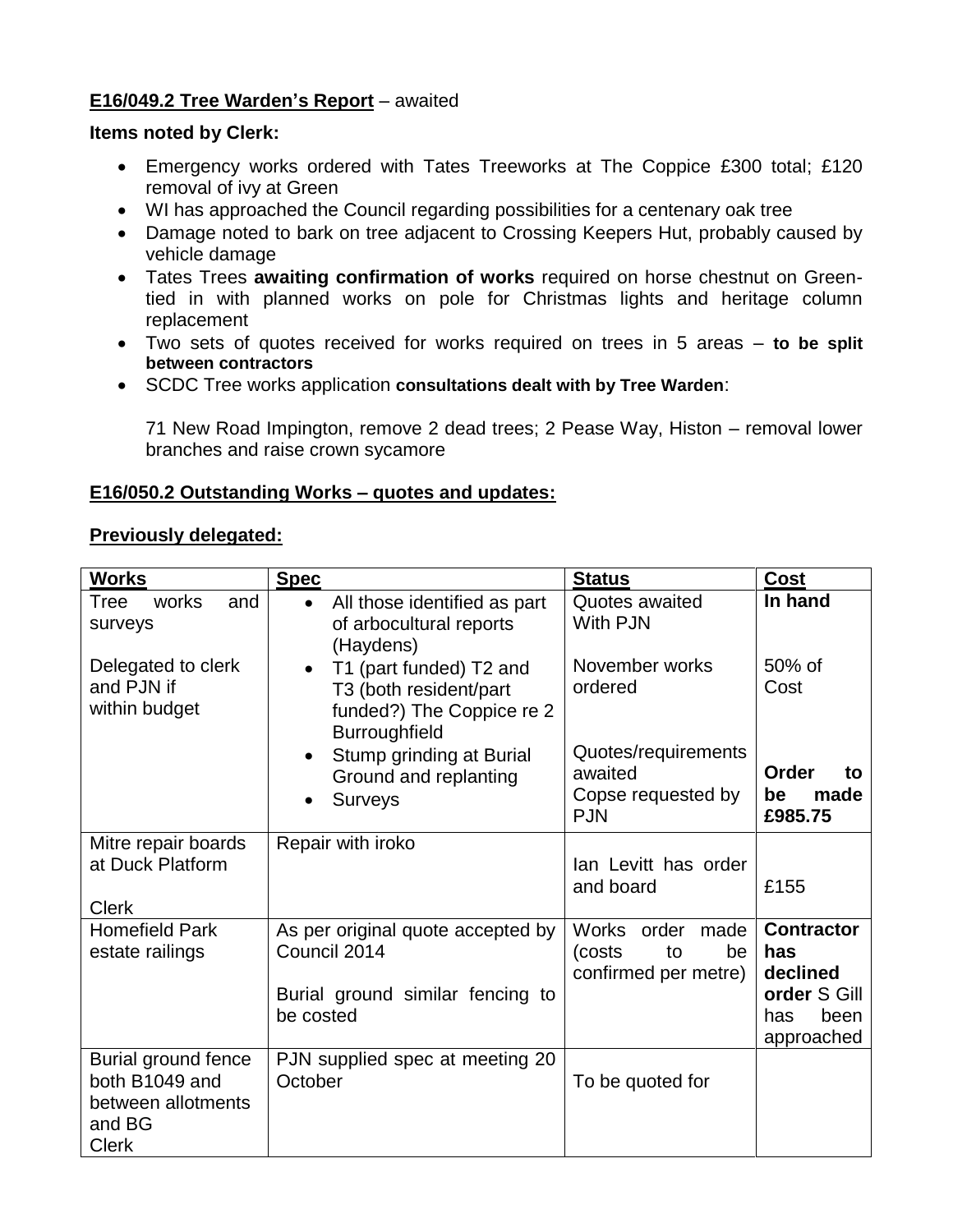**E16/049.2 Tree Warden's Report** – awaited

**Items noted by Clerk:**

- Emergency works ordered with Tates Treeworks at The Coppice £300 total; £120 removal of ivy at Green
- WI has approached the Council regarding possibilities for a centenary oak tree
- Damage noted to bark on tree adjacent to Crossing Keepers Hut, probably caused by vehicle damage
- Tates Trees **awaiting confirmation of works** required on horse chestnut on Green- tied in with planned works on pole for Christmas lights and heritage column replacement
- Two sets of quotes received for works required on trees in 5 areas – **to be split between contractors**
- SCDC Tree works application **consultations dealt with by Tree Warden**:

  71 New Road Impington, remove 2 dead trees; 2 Pease Way, Histon – removal lower branches and raise crown sycamore

**E16/050.2 Outstanding Works – quotes and updates:**

**Previously delegated:**

| Works | Spec | Status | Cost |
|---|---|---|---|
| Tree works and surveys<br><br>Delegated to clerk and PJN if within budget | • All those identified as part of arbocultural reports (Haydens)<br>• T1 (part funded) T2 and T3 (both resident/part funded?) The Coppice re 2 Burroughfield<br>• Stump grinding at Burial Ground and replanting<br>• Surveys | Quotes awaited With PJN<br><br>November works ordered<br><br>Quotes/requirements awaited<br>Copse requested by PJN | **In hand**<br><br>50% of Cost<br><br>**Order to be made £985.75** |
| Mitre repair boards at Duck Platform<br><br>Clerk | Repair with iroko | Ian Levitt has order and board | £155 |
| Homefield Park estate railings | As per original quote accepted by Council 2014<br><br>Burial ground similar fencing to be costed | Works order made (costs to be confirmed per metre) | **Contractor has declined order** S Gill has been approached |
| Burial ground fence both B1049 and between allotments and BG<br>Clerk | PJN supplied spec at meeting 20 October | To be quoted for | |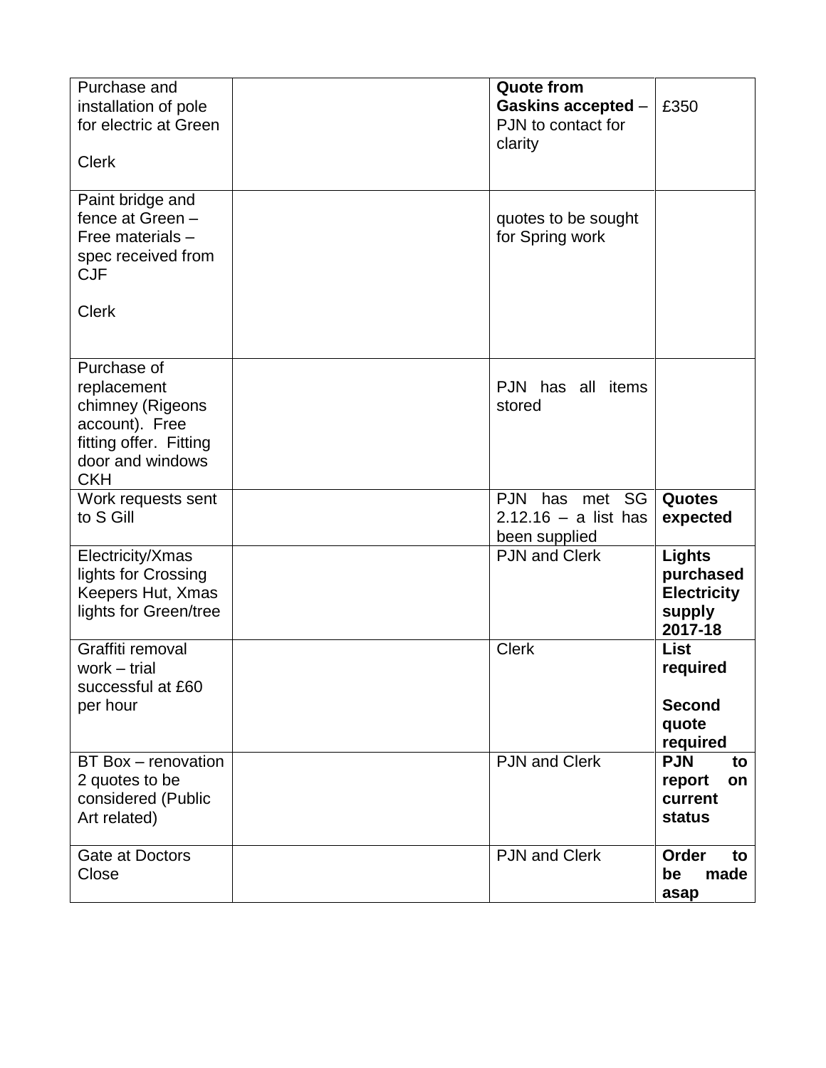| | | | |
|---|---|---|---|
| Purchase and installation of pole for electric at Green<br><br>Clerk | | **Quote from Gaskins accepted** – PJN to contact for clarity | £350 |
| Paint bridge and fence at Green – Free materials – spec received from CJF<br><br>Clerk | | quotes to be sought for Spring work | |
| Purchase of replacement chimney (Rigeons account). Free fitting offer. Fitting door and windows CKH | | PJN has all items stored | |
| Work requests sent to S Gill | | PJN has met SG 2.12.16 – a list has been supplied | **Quotes expected** |
| Electricity/Xmas lights for Crossing Keepers Hut, Xmas lights for Green/tree | | PJN and Clerk | **Lights purchased Electricity supply 2017-18** |
| Graffiti removal work – trial successful at £60 per hour | | Clerk | **List required**<br><br>**Second quote required** |
| BT Box – renovation 2 quotes to be considered (Public Art related) | | PJN and Clerk | **PJN to report on current status** |
| Gate at Doctors Close | | PJN and Clerk | **Order to be made asap** |